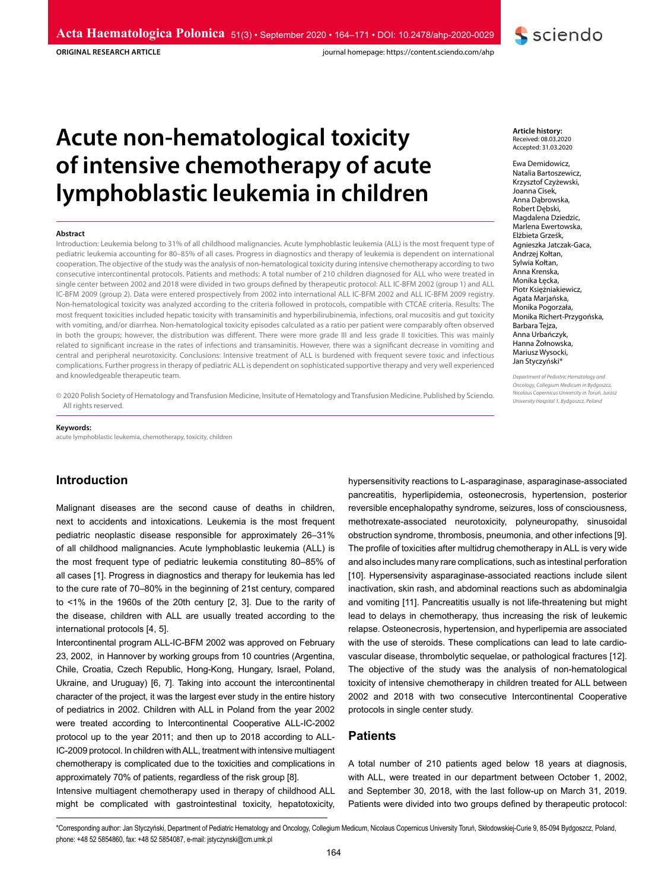ORIGINAL RESEARCH ARTICLE

# Acute non-hematological toxicity of intensive chemotherapy of acute lymphoblastic leukemia in children

**Article history:**
Received: 08.03.2020
Accepted: 31.03.2020

Ewa Demidowicz, Natalia Bartoszewicz, Krzysztof Czyżewski, Joanna Cisek, Anna Dąbrowska, Robert Dębski, Magdalena Dziedzic, Marlena Ewertowska, Elżbieta Grześk, Agnieszka Jatczak-Gaca, Andrzej Kołtan, Sylwia Kołtan, Anna Krenska, Monika Łęcka, Piotr Księżniakiewicz, Agata Marjańska, Monika Pogorzała, Monika Richert-Przygońska, Barbara Tejza, Anna Urbańczyk, Hanna Żołnowska, Mariusz Wysocki, Jan Styczyński*

*Department of Pediatric Hematology and Oncology, Collegium Medicum in Bydgoszcz, Nicolaus Copernicus University in Toruń, Jurasz University Hospital 1, Bydgoszcz, Poland*

**Abstract**

Introduction: Leukemia belong to 31% of all childhood malignancies. Acute lymphoblastic leukemia (ALL) is the most frequent type of pediatric leukemia accounting for 80–85% of all cases. Progress in diagnostics and therapy of leukemia is dependent on international cooperation. The objective of the study was the analysis of non-hematological toxicity during intensive chemotherapy according to two consecutive intercontinental protocols. Patients and methods: A total number of 210 children diagnosed for ALL who were treated in single center between 2002 and 2018 were divided in two groups defined by therapeutic protocol: ALL IC-BFM 2002 (group 1) and ALL IC-BFM 2009 (group 2). Data were entered prospectively from 2002 into international ALL IC-BFM 2002 and ALL IC-BFM 2009 registry. Non-hematological toxicity was analyzed according to the criteria followed in protocols, compatible with CTCAE criteria. Results: The most frequent toxicities included hepatic toxicity with transaminitis and hyperbilirubinemia, infections, oral mucositis and gut toxicity with vomiting, and/or diarrhea. Non-hematological toxicity episodes calculated as a ratio per patient were comparably often observed in both the groups; however, the distribution was different. There were more grade III and less grade II toxicities. This was mainly related to significant increase in the rates of infections and transaminitis. However, there was a significant decrease in vomiting and central and peripheral neurotoxicity. Conclusions: Intensive treatment of ALL is burdened with frequent severe toxic and infectious complications. Further progress in therapy of pediatric ALL is dependent on sophisticated supportive therapy and very well experienced and knowledgeable therapeutic team.

© 2020 Polish Society of Hematology and Transfusion Medicine, Insitute of Hematology and Transfusion Medicine. Published by Sciendo. All rights reserved.

**Keywords:**
acute lymphoblastic leukemia, chemotherapy, toxicity, children

## Introduction

Malignant diseases are the second cause of deaths in children, next to accidents and intoxications. Leukemia is the most frequent pediatric neoplastic disease responsible for approximately 26–31% of all childhood malignancies. Acute lymphoblastic leukemia (ALL) is the most frequent type of pediatric leukemia constituting 80–85% of all cases [1]. Progress in diagnostics and therapy for leukemia has led to the cure rate of 70–80% in the beginning of 21st century, compared to <1% in the 1960s of the 20th century [2, 3]. Due to the rarity of the disease, children with ALL are usually treated according to the international protocols [4, 5].

Intercontinental program ALL-IC-BFM 2002 was approved on February 23, 2002, in Hannover by working groups from 10 countries (Argentina, Chile, Croatia, Czech Republic, Hong-Kong, Hungary, Israel, Poland, Ukraine, and Uruguay) [6, 7]. Taking into account the intercontinental character of the project, it was the largest ever study in the entire history of pediatrics in 2002. Children with ALL in Poland from the year 2002 were treated according to Intercontinental Cooperative ALL-IC-2002 protocol up to the year 2011; and then up to 2018 according to ALL-IC-2009 protocol. In children with ALL, treatment with intensive multiagent chemotherapy is complicated due to the toxicities and complications in approximately 70% of patients, regardless of the risk group [8].

Intensive multiagent chemotherapy used in therapy of childhood ALL might be complicated with gastrointestinal toxicity, hepatotoxicity, hypersensitivity reactions to L-asparaginase, asparaginase-associated pancreatitis, hyperlipidemia, osteonecrosis, hypertension, posterior reversible encephalopathy syndrome, seizures, loss of consciousness, methotrexate-associated neurotoxicity, polyneuropathy, sinusoidal obstruction syndrome, thrombosis, pneumonia, and other infections [9]. The profile of toxicities after multidrug chemotherapy in ALL is very wide and also includes many rare complications, such as intestinal perforation [10]. Hypersensitivity asparaginase-associated reactions include silent inactivation, skin rash, and abdominal reactions such as abdominalgia and vomiting [11]. Pancreatitis usually is not life-threatening but might lead to delays in chemotherapy, thus increasing the risk of leukemic relapse. Osteonecrosis, hypertension, and hyperlipemia are associated with the use of steroids. These complications can lead to late cardio-vascular disease, thrombolytic sequelae, or pathological fractures [12]. The objective of the study was the analysis of non-hematological toxicity of intensive chemotherapy in children treated for ALL between 2002 and 2018 with two consecutive Intercontinental Cooperative protocols in single center study.

## Patients

A total number of 210 patients aged below 18 years at diagnosis, with ALL, were treated in our department between October 1, 2002, and September 30, 2018, with the last follow-up on March 31, 2019. Patients were divided into two groups defined by therapeutic protocol:

*Corresponding author: Jan Styczyński, Department of Pediatric Hematology and Oncology, Collegium Medicum, Nicolaus Copernicus University Toruń, Skłodowskiej-Curie 9, 85-094 Bydgoszcz, Poland, phone: +48 52 5854860, fax: +48 52 5854087, e-mail: jstyczynski@cm.umk.pl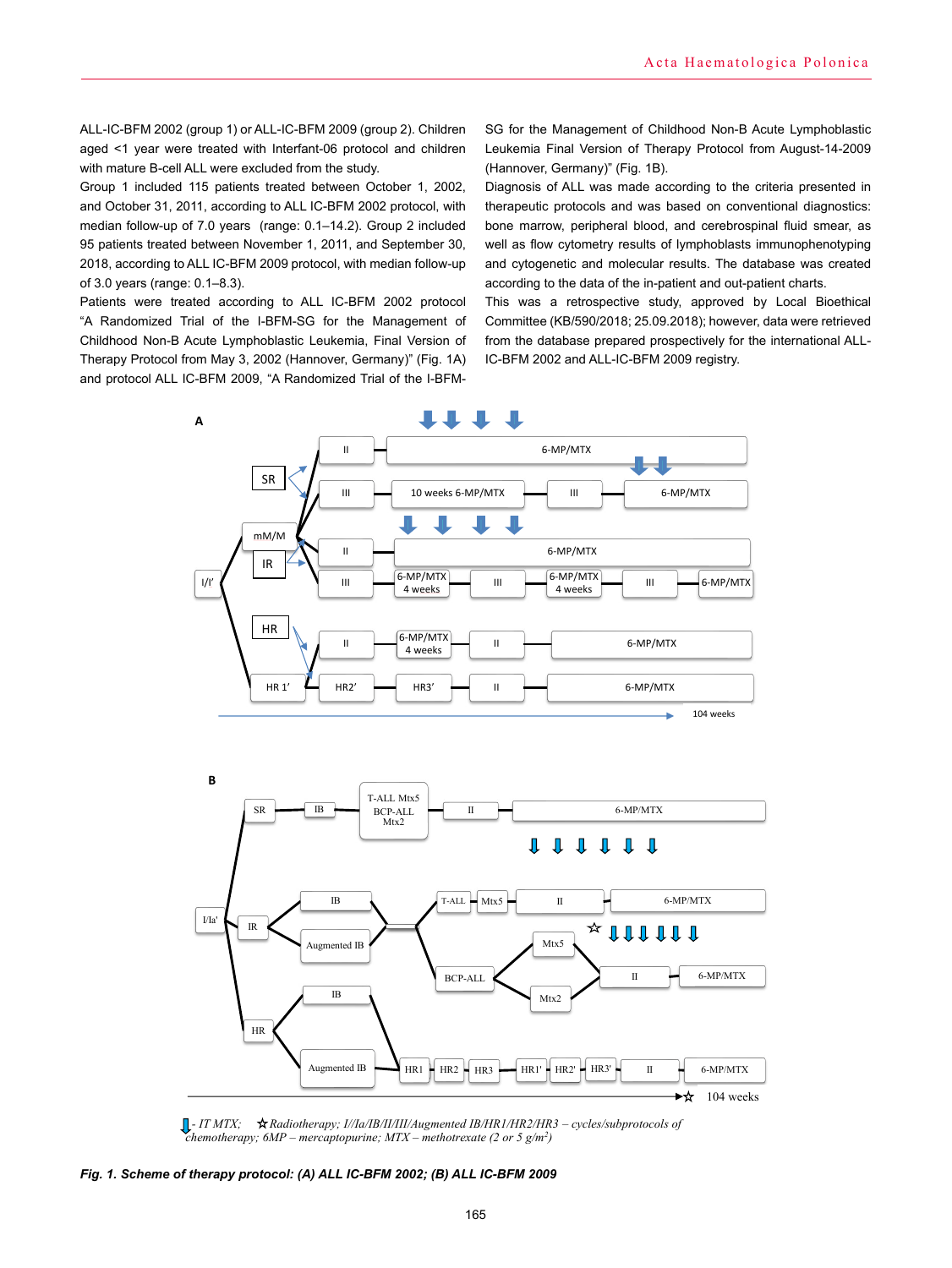ALL-IC-BFM 2002 (group 1) or ALL-IC-BFM 2009 (group 2). Children aged <1 year were treated with Interfant-06 protocol and children with mature B-cell ALL were excluded from the study.

Group 1 included 115 patients treated between October 1, 2002, and October 31, 2011, according to ALL IC-BFM 2002 protocol, with median follow-up of 7.0 years (range: 0.1–14.2). Group 2 included 95 patients treated between November 1, 2011, and September 30, 2018, according to ALL IC-BFM 2009 protocol, with median follow-up of 3.0 years (range: 0.1–8.3).

Patients were treated according to ALL IC-BFM 2002 protocol "A Randomized Trial of the I-BFM-SG for the Management of Childhood Non-B Acute Lymphoblastic Leukemia, Final Version of Therapy Protocol from May 3, 2002 (Hannover, Germany)" (Fig. 1A) and protocol ALL IC-BFM 2009, "A Randomized Trial of the I-BFM-SG for the Management of Childhood Non-B Acute Lymphoblastic Leukemia Final Version of Therapy Protocol from August-14-2009 (Hannover, Germany)" (Fig. 1B).

Diagnosis of ALL was made according to the criteria presented in therapeutic protocols and was based on conventional diagnostics: bone marrow, peripheral blood, and cerebrospinal fluid smear, as well as flow cytometry results of lymphoblasts immunophenotyping and cytogenetic and molecular results. The database was created according to the data of the in-patient and out-patient charts.

This was a retrospective study, approved by Local Bioethical Committee (KB/590/2018; 25.09.2018); however, data were retrieved from the database prepared prospectively for the international ALL-IC-BFM 2002 and ALL-IC-BFM 2009 registry.

⇩ - *IT MTX;* ☆ *Radiotherapy; I/Ia/IB/II/III/Augmented IB/HR1/HR2/HR3 – cycles/subprotocols of chemotherapy; 6MP – mercaptopurine; MTX – methotrexate (2 or 5 g/m*$^2$*)*

***Fig. 1. Scheme of therapy protocol: (A) ALL IC-BFM 2002; (B) ALL IC-BFM 2009***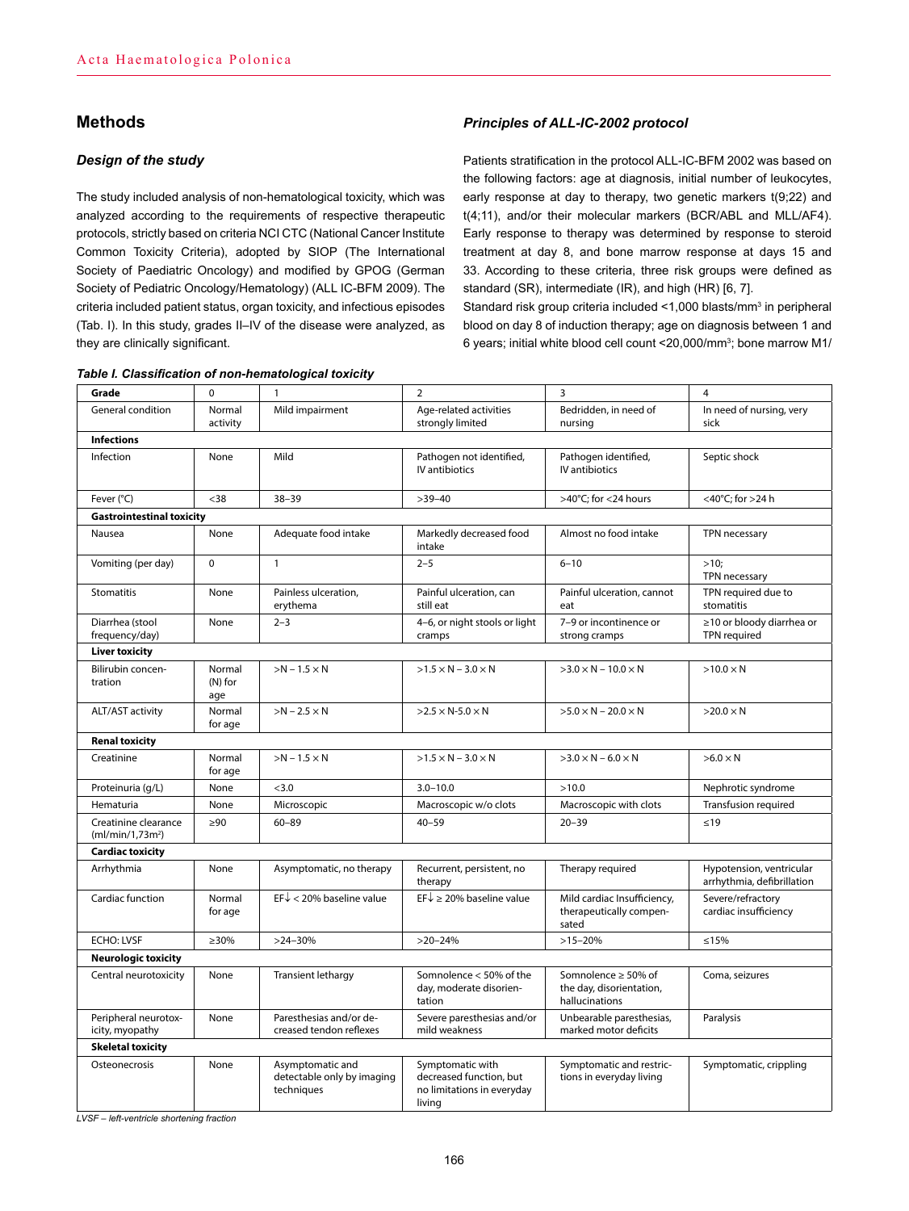## Methods

### *Design of the study*

The study included analysis of non-hematological toxicity, which was analyzed according to the requirements of respective therapeutic protocols, strictly based on criteria NCI CTC (National Cancer Institute Common Toxicity Criteria), adopted by SIOP (The International Society of Paediatric Oncology) and modified by GPOG (German Society of Pediatric Oncology/Hematology) (ALL IC-BFM 2009). The criteria included patient status, organ toxicity, and infectious episodes (Tab. I). In this study, grades II–IV of the disease were analyzed, as they are clinically significant.

### *Principles of ALL-IC-2002 protocol*

Patients stratification in the protocol ALL-IC-BFM 2002 was based on the following factors: age at diagnosis, initial number of leukocytes, early response at day to therapy, two genetic markers t(9;22) and t(4;11), and/or their molecular markers (BCR/ABL and MLL/AF4). Early response to therapy was determined by response to steroid treatment at day 8, and bone marrow response at days 15 and 33. According to these criteria, three risk groups were defined as standard (SR), intermediate (IR), and high (HR) [6, 7].

Standard risk group criteria included <1,000 blasts/mm³ in peripheral blood on day 8 of induction therapy; age on diagnosis between 1 and 6 years; initial white blood cell count <20,000/mm³; bone marrow M1/

***Table I. Classification of non-hematological toxicity***

| **Grade** | 0 | 1 | 2 | 3 | 4 |
|---|---|---|---|---|---|
| General condition | Normal activity | Mild impairment | Age-related activities strongly limited | Bedridden, in need of nursing | In need of nursing, very sick |
| **Infections** | | | | | |
| Infection | None | Mild | Pathogen not identified, IV antibiotics | Pathogen identified, IV antibiotics | Septic shock |
| Fever (°C) | <38 | 38–39 | >39–40 | >40°C; for <24 hours | <40°C; for >24 h |
| **Gastrointestinal toxicity** | | | | | |
| Nausea | None | Adequate food intake | Markedly decreased food intake | Almost no food intake | TPN necessary |
| Vomiting (per day) | 0 | 1 | 2–5 | 6–10 | >10; TPN necessary |
| Stomatitis | None | Painless ulceration, erythema | Painful ulceration, can still eat | Painful ulceration, cannot eat | TPN required due to stomatitis |
| Diarrhea (stool frequency/day) | None | 2–3 | 4–6, or night stools or light cramps | 7–9 or incontinence or strong cramps | ≥10 or bloody diarrhea or TPN required |
| **Liver toxicity** | | | | | |
| Bilirubin concentration | Normal (N) for age | >N – 1.5 × N | >1.5 × N – 3.0 × N | >3.0 × N – 10.0 × N | >10.0 × N |
| ALT/AST activity | Normal for age | >N – 2.5 × N | >2.5 × N-5.0 × N | >5.0 × N – 20.0 × N | >20.0 × N |
| **Renal toxicity** | | | | | |
| Creatinine | Normal for age | >N – 1.5 × N | >1.5 × N – 3.0 × N | >3.0 × N – 6.0 × N | >6.0 × N |
| Proteinuria (g/L) | None | <3.0 | 3.0–10.0 | >10.0 | Nephrotic syndrome |
| Hematuria | None | Microscopic | Macroscopic w/o clots | Macroscopic with clots | Transfusion required |
| Creatinine clearance (ml/min/1,73m²) | ≥90 | 60–89 | 40–59 | 20–39 | ≤19 |
| **Cardiac toxicity** | | | | | |
| Arrhythmia | None | Asymptomatic, no therapy | Recurrent, persistent, no therapy | Therapy required | Hypotension, ventricular arrhythmia, defibrillation |
| Cardiac function | Normal for age | EF↓ < 20% baseline value | EF↓ ≥ 20% baseline value | Mild cardiac Insufficiency, therapeutically compensated | Severe/refractory cardiac insufficiency |
| ECHO: LVSF | ≥30% | >24–30% | >20–24% | >15–20% | ≤15% |
| **Neurologic toxicity** | | | | | |
| Central neurotoxicity | None | Transient lethargy | Somnolence < 50% of the day, moderate disorientation | Somnolence ≥ 50% of the day, disorientation, hallucinations | Coma, seizures |
| Peripheral neurotoxicity, myopathy | None | Paresthesias and/or decreased tendon reflexes | Severe paresthesias and/or mild weakness | Unbearable paresthesias, marked motor deficits | Paralysis |
| **Skeletal toxicity** | | | | | |
| Osteonecrosis | None | Asymptomatic and detectable only by imaging techniques | Symptomatic with decreased function, but no limitations in everyday living | Symptomatic and restrictions in everyday living | Symptomatic, crippling |

*LVSF – left-ventricle shortening fraction*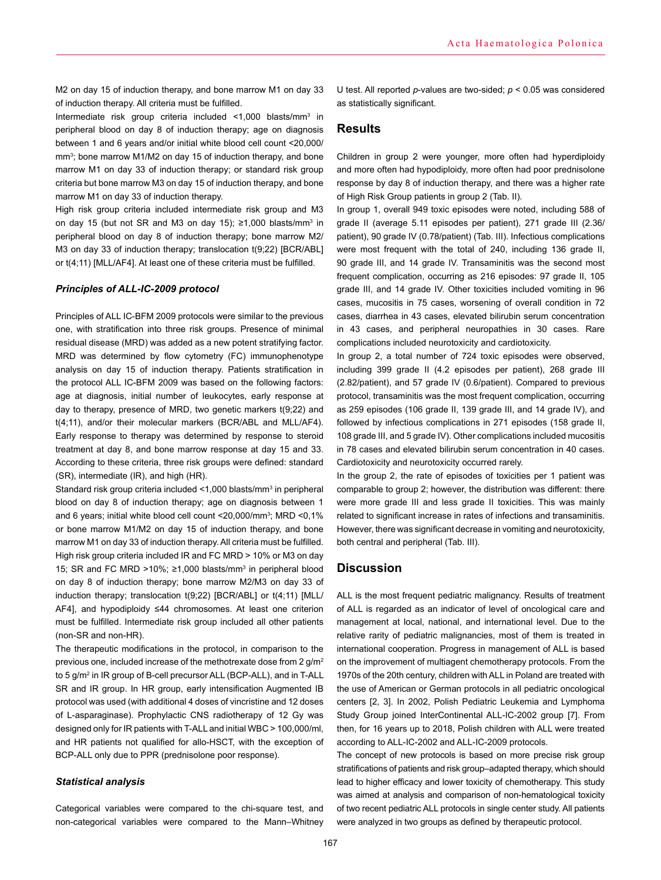M2 on day 15 of induction therapy, and bone marrow M1 on day 33 of induction therapy. All criteria must be fulfilled.

Intermediate risk group criteria included <1,000 blasts/mm$^3$ in peripheral blood on day 8 of induction therapy; age on diagnosis between 1 and 6 years and/or initial white blood cell count <20,000/mm$^3$; bone marrow M1/M2 on day 15 of induction therapy, and bone marrow M1 on day 33 of induction therapy; or standard risk group criteria but bone marrow M3 on day 15 of induction therapy, and bone marrow M1 on day 33 of induction therapy.

High risk group criteria included intermediate risk group and M3 on day 15 (but not SR and M3 on day 15); ≥1,000 blasts/mm$^3$ in peripheral blood on day 8 of induction therapy; bone marrow M2/M3 on day 33 of induction therapy; translocation t(9;22) [BCR/ABL] or t(4;11) [MLL/AF4]. At least one of these criteria must be fulfilled.

### *Principles of ALL-IC-2009 protocol*

Principles of ALL IC-BFM 2009 protocols were similar to the previous one, with stratification into three risk groups. Presence of minimal residual disease (MRD) was added as a new potent stratifying factor. MRD was determined by flow cytometry (FC) immunophenotype analysis on day 15 of induction therapy. Patients stratification in the protocol ALL IC-BFM 2009 was based on the following factors: age at diagnosis, initial number of leukocytes, early response at day to therapy, presence of MRD, two genetic markers t(9;22) and t(4;11), and/or their molecular markers (BCR/ABL and MLL/AF4). Early response to therapy was determined by response to steroid treatment at day 8, and bone marrow response at day 15 and 33. According to these criteria, three risk groups were defined: standard (SR), intermediate (IR), and high (HR).

Standard risk group criteria included <1,000 blasts/mm$^3$ in peripheral blood on day 8 of induction therapy; age on diagnosis between 1 and 6 years; initial white blood cell count <20,000/mm$^3$; MRD <0,1% or bone marrow M1/M2 on day 15 of induction therapy, and bone marrow M1 on day 33 of induction therapy. All criteria must be fulfilled.

High risk group criteria included IR and FC MRD > 10% or M3 on day 15; SR and FC MRD >10%; ≥1,000 blasts/mm$^3$ in peripheral blood on day 8 of induction therapy; bone marrow M2/M3 on day 33 of induction therapy; translocation t(9;22) [BCR/ABL] or t(4;11) [MLL/AF4], and hypodiploidy ≤44 chromosomes. At least one criterion must be fulfilled. Intermediate risk group included all other patients (non-SR and non-HR).

The therapeutic modifications in the protocol, in comparison to the previous one, included increase of the methotrexate dose from 2 g/m$^2$ to 5 g/m$^2$ in IR group of B-cell precursor ALL (BCP-ALL), and in T-ALL SR and IR group. In HR group, early intensification Augmented IB protocol was used (with additional 4 doses of vincristine and 12 doses of L-asparaginase). Prophylactic CNS radiotherapy of 12 Gy was designed only for IR patients with T-ALL and initial WBC > 100,000/ml, and HR patients not qualified for allo-HSCT, with the exception of BCP-ALL only due to PPR (prednisolone poor response).

### *Statistical analysis*

Categorical variables were compared to the chi-square test, and non-categorical variables were compared to the Mann–Whitney U test. All reported *p*-values are two-sided; $p < 0.05$ was considered as statistically significant.

## Results

Children in group 2 were younger, more often had hyperdiploidy and more often had hypodiploidy, more often had poor prednisolone response by day 8 of induction therapy, and there was a higher rate of High Risk Group patients in group 2 (Tab. II).

In group 1, overall 949 toxic episodes were noted, including 588 of grade II (average 5.11 episodes per patient), 271 grade III (2.36/patient), 90 grade IV (0.78/patient) (Tab. III). Infectious complications were most frequent with the total of 240, including 136 grade II, 90 grade III, and 14 grade IV. Transaminitis was the second most frequent complication, occurring as 216 episodes: 97 grade II, 105 grade III, and 14 grade IV. Other toxicities included vomiting in 96 cases, mucositis in 75 cases, worsening of overall condition in 72 cases, diarrhea in 43 cases, elevated bilirubin serum concentration in 43 cases, and peripheral neuropathies in 30 cases. Rare complications included neurotoxicity and cardiotoxicity.

In group 2, a total number of 724 toxic episodes were observed, including 399 grade II (4.2 episodes per patient), 268 grade III (2.82/patient), and 57 grade IV (0.6/patient). Compared to previous protocol, transaminitis was the most frequent complication, occurring as 259 episodes (106 grade II, 139 grade III, and 14 grade IV), and followed by infectious complications in 271 episodes (158 grade II, 108 grade III, and 5 grade IV). Other complications included mucositis in 78 cases and elevated bilirubin serum concentration in 40 cases. Cardiotoxicity and neurotoxicity occurred rarely.

In the group 2, the rate of episodes of toxicities per 1 patient was comparable to group 2; however, the distribution was different: there were more grade III and less grade II toxicities. This was mainly related to significant increase in rates of infections and transaminitis. However, there was significant decrease in vomiting and neurotoxicity, both central and peripheral (Tab. III).

## Discussion

ALL is the most frequent pediatric malignancy. Results of treatment of ALL is regarded as an indicator of level of oncological care and management at local, national, and international level. Due to the relative rarity of pediatric malignancies, most of them is treated in international cooperation. Progress in management of ALL is based on the improvement of multiagent chemotherapy protocols. From the 1970s of the 20th century, children with ALL in Poland are treated with the use of American or German protocols in all pediatric oncological centers [2, 3]. In 2002, Polish Pediatric Leukemia and Lymphoma Study Group joined InterContinental ALL-IC-2002 group [7]. From then, for 16 years up to 2018, Polish children with ALL were treated according to ALL-IC-2002 and ALL-IC-2009 protocols.

The concept of new protocols is based on more precise risk group stratifications of patients and risk group–adapted therapy, which should lead to higher efficacy and lower toxicity of chemotherapy. This study was aimed at analysis and comparison of non-hematological toxicity of two recent pediatric ALL protocols in single center study. All patients were analyzed in two groups as defined by therapeutic protocol.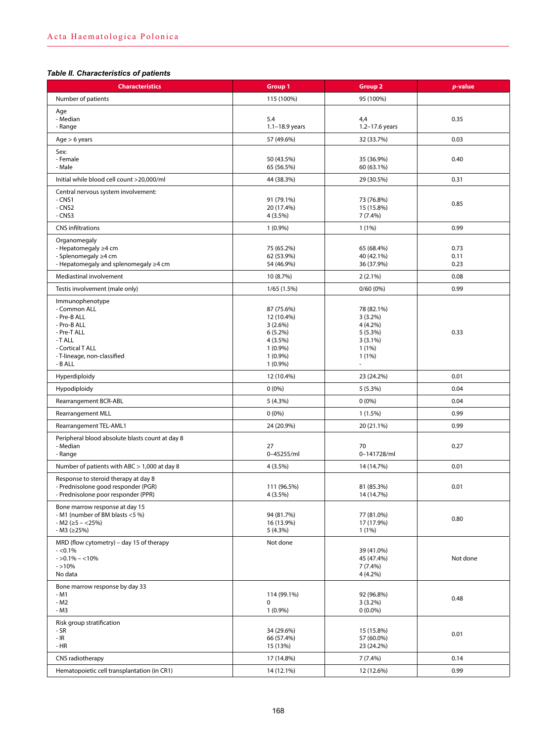***Table II. Characteristics of patients***

| Characteristics | Group 1 | Group 2 | *p*-value |
|---|---|---|---|
| Number of patients | 115 (100%) | 95 (100%) | |
| Age<br>- Median<br>- Range | <br>5.4<br>1.1–18.9 years | <br>4,4<br>1.2–17.6 years | 0.35 |
| Age > 6 years | 57 (49.6%) | 32 (33.7%) | 0.03 |
| Sex:<br>- Female<br>- Male | <br>50 (43.5%)<br>65 (56.5%) | <br>35 (36.9%)<br>60 (63.1%) | 0.40 |
| Initial while blood cell count >20,000/ml | 44 (38.3%) | 29 (30.5%) | 0.31 |
| Central nervous system involvement:<br>- CNS1<br>- CNS2<br>- CNS3 | <br>91 (79.1%)<br>20 (17.4%)<br>4 (3.5%) | <br>73 (76.8%)<br>15 (15.8%)<br>7 (7.4%) | 0.85 |
| CNS infiltrations | 1 (0.9%) | 1 (1%) | 0.99 |
| Organomegaly<br>- Hepatomegaly ≥4 cm<br>- Splenomegaly ≥4 cm<br>- Hepatomegaly and splenomegaly ≥4 cm | <br>75 (65.2%)<br>62 (53.9%)<br>54 (46.9%) | <br>65 (68.4%)<br>40 (42.1%)<br>36 (37.9%) | <br>0.73<br>0.11<br>0.23 |
| Mediastinal involvement | 10 (8.7%) | 2 (2.1%) | 0.08 |
| Testis involvement (male only) | 1/65 (1.5%) | 0/60 (0%) | 0.99 |
| Immunophenotype<br>- Common ALL<br>- Pre-B ALL<br>- Pro-B ALL<br>- Pre-T ALL<br>- T ALL<br>- Cortical T ALL<br>- T-lineage, non-classified<br>- B ALL | <br>87 (75.6%)<br>12 (10.4%)<br>3 (2.6%)<br>6 (5.2%)<br>4 (3.5%)<br>1 (0.9%)<br>1 (0.9%)<br>1 (0.9%) | <br>78 (82.1%)<br>3 (3.2%)<br>4 (4.2%)<br>5 (5.3%)<br>3 (3.1%)<br>1 (1%)<br>1 (1%)<br>- | 0.33 |
| Hyperdiploidy | 12 (10.4%) | 23 (24.2%) | 0.01 |
| Hypodiploidy | 0 (0%) | 5 (5.3%) | 0.04 |
| Rearrangement BCR-ABL | 5 (4.3%) | 0 (0%) | 0.04 |
| Rearrangement MLL | 0 (0%) | 1 (1.5%) | 0.99 |
| Rearrangement TEL-AML1 | 24 (20.9%) | 20 (21.1%) | 0.99 |
| Peripheral blood absolute blasts count at day 8<br>- Median<br>- Range | <br>27<br>0–45255/ml | <br>70<br>0–141728/ml | 0.27 |
| Number of patients with ABC > 1,000 at day 8 | 4 (3.5%) | 14 (14.7%) | 0.01 |
| Response to steroid therapy at day 8<br>- Prednisolone good responder (PGR)<br>- Prednisolone poor responder (PPR) | <br>111 (96.5%)<br>4 (3.5%) | <br>81 (85.3%)<br>14 (14.7%) | 0.01 |
| Bone marrow response at day 15<br>- M1 (number of BM blasts <5 %)<br>- M2 (≥5 – <25%)<br>- M3 (≥25%) | <br>94 (81.7%)<br>16 (13.9%)<br>5 (4.3%) | <br>77 (81.0%)<br>17 (17.9%)<br>1 (1%) | 0.80 |
| MRD (flow cytometry) – day 15 of therapy<br>- <0.1%<br>- >0.1% – <10%<br>- >10%<br>No data | Not done | <br>39 (41.0%)<br>45 (47.4%)<br>7 (7.4%)<br>4 (4.2%) | Not done |
| Bone marrow response by day 33<br>- M1<br>- M2<br>- M3 | <br>114 (99.1%)<br>0<br>1 (0.9%) | <br>92 (96.8%)<br>3 (3.2%)<br>0 (0.0%) | 0.48 |
| Risk group stratification<br>- SR<br>- IR<br>- HR | <br>34 (29.6%)<br>66 (57.4%)<br>15 (13%) | <br>15 (15.8%)<br>57 (60.0%)<br>23 (24.2%) | 0.01 |
| CNS radiotherapy | 17 (14.8%) | 7 (7.4%) | 0.14 |
| Hematopoietic cell transplantation (in CR1) | 14 (12.1%) | 12 (12.6%) | 0.99 |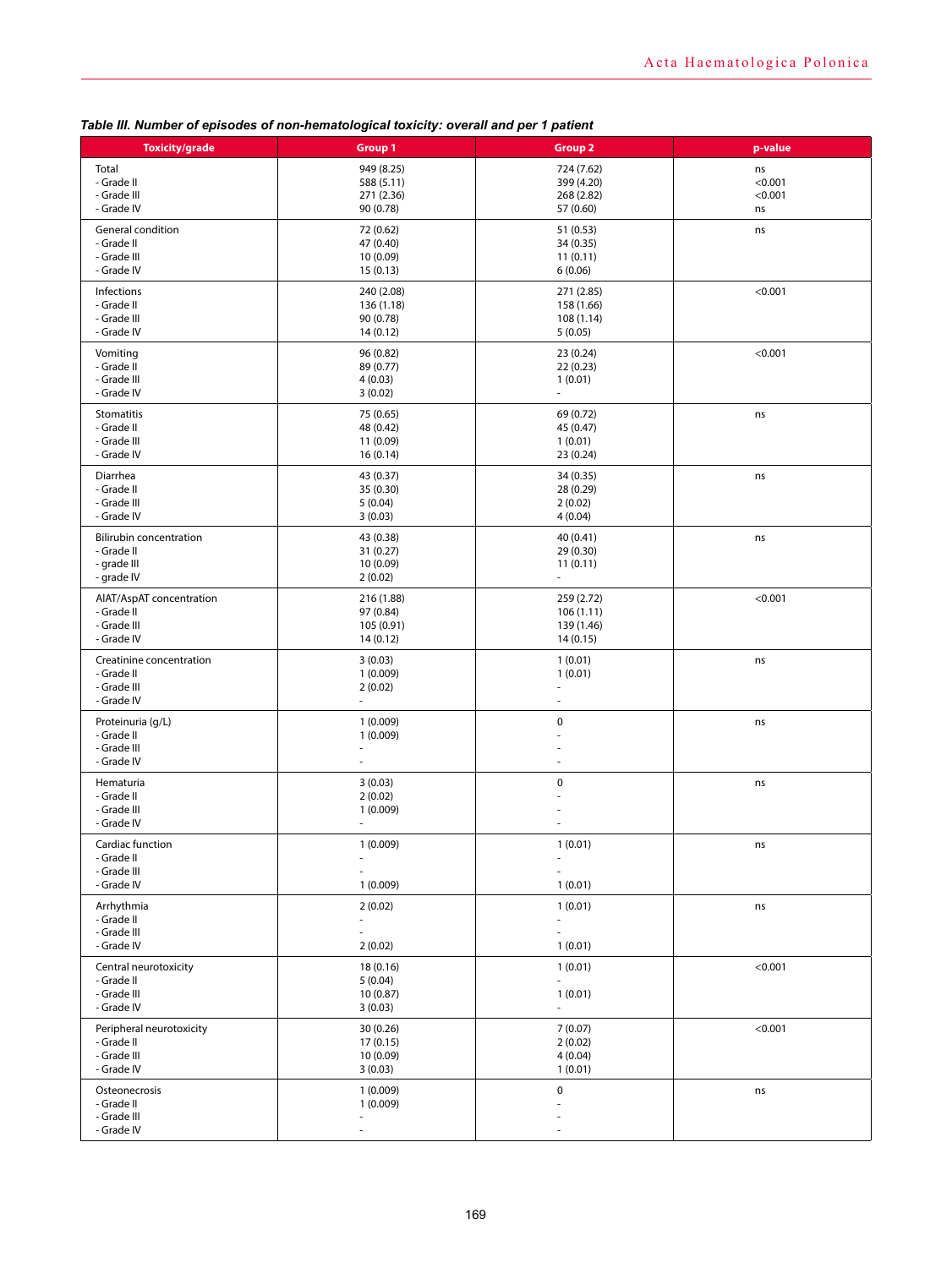*Table III. Number of episodes of non-hematological toxicity: overall and per 1 patient*

| Toxicity/grade | Group 1 | Group 2 | p-value |
|---|---|---|---|
| Total | 949 (8.25) | 724 (7.62) | ns |
| - Grade II | 588 (5.11) | 399 (4.20) | <0.001 |
| - Grade III | 271 (2.36) | 268 (2.82) | <0.001 |
| - Grade IV | 90 (0.78) | 57 (0.60) | ns |
| General condition | 72 (0.62) | 51 (0.53) | ns |
| - Grade II | 47 (0.40) | 34 (0.35) | |
| - Grade III | 10 (0.09) | 11 (0.11) | |
| - Grade IV | 15 (0.13) | 6 (0.06) | |
| Infections | 240 (2.08) | 271 (2.85) | <0.001 |
| - Grade II | 136 (1.18) | 158 (1.66) | |
| - Grade III | 90 (0.78) | 108 (1.14) | |
| - Grade IV | 14 (0.12) | 5 (0.05) | |
| Vomiting | 96 (0.82) | 23 (0.24) | <0.001 |
| - Grade II | 89 (0.77) | 22 (0.23) | |
| - Grade III | 4 (0.03) | 1 (0.01) | |
| - Grade IV | 3 (0.02) | - | |
| Stomatitis | 75 (0.65) | 69 (0.72) | ns |
| - Grade II | 48 (0.42) | 45 (0.47) | |
| - Grade III | 11 (0.09) | 1 (0.01) | |
| - Grade IV | 16 (0.14) | 23 (0.24) | |
| Diarrhea | 43 (0.37) | 34 (0.35) | ns |
| - Grade II | 35 (0.30) | 28 (0.29) | |
| - Grade III | 5 (0.04) | 2 (0.02) | |
| - Grade IV | 3 (0.03) | 4 (0.04) | |
| Bilirubin concentration | 43 (0.38) | 40 (0.41) | ns |
| - Grade II | 31 (0.27) | 29 (0.30) | |
| - grade III | 10 (0.09) | 11 (0.11) | |
| - grade IV | 2 (0.02) | - | |
| AlAT/AspAT concentration | 216 (1.88) | 259 (2.72) | <0.001 |
| - Grade II | 97 (0.84) | 106 (1.11) | |
| - Grade III | 105 (0.91) | 139 (1.46) | |
| - Grade IV | 14 (0.12) | 14 (0.15) | |
| Creatinine concentration | 3 (0.03) | 1 (0.01) | ns |
| - Grade II | 1 (0.009) | 1 (0.01) | |
| - Grade III | 2 (0.02) | - | |
| - Grade IV | - | - | |
| Proteinuria (g/L) | 1 (0.009) | 0 | ns |
| - Grade II | 1 (0.009) | - | |
| - Grade III | - | - | |
| - Grade IV | - | - | |
| Hematuria | 3 (0.03) | 0 | ns |
| - Grade II | 2 (0.02) | - | |
| - Grade III | 1 (0.009) | - | |
| - Grade IV | - | - | |
| Cardiac function | 1 (0.009) | 1 (0.01) | ns |
| - Grade II | - | - | |
| - Grade III | - | - | |
| - Grade IV | 1 (0.009) | 1 (0.01) | |
| Arrhythmia | 2 (0.02) | 1 (0.01) | ns |
| - Grade II | - | - | |
| - Grade III | - | - | |
| - Grade IV | 2 (0.02) | 1 (0.01) | |
| Central neurotoxicity | 18 (0.16) | 1 (0.01) | <0.001 |
| - Grade II | 5 (0.04) | - | |
| - Grade III | 10 (0.87) | 1 (0.01) | |
| - Grade IV | 3 (0.03) | - | |
| Peripheral neurotoxicity | 30 (0.26) | 7 (0.07) | <0.001 |
| - Grade II | 17 (0.15) | 2 (0.02) | |
| - Grade III | 10 (0.09) | 4 (0.04) | |
| - Grade IV | 3 (0.03) | 1 (0.01) | |
| Osteonecrosis | 1 (0.009) | 0 | ns |
| - Grade II | 1 (0.009) | - | |
| - Grade III | - | - | |
| - Grade IV | - | - | |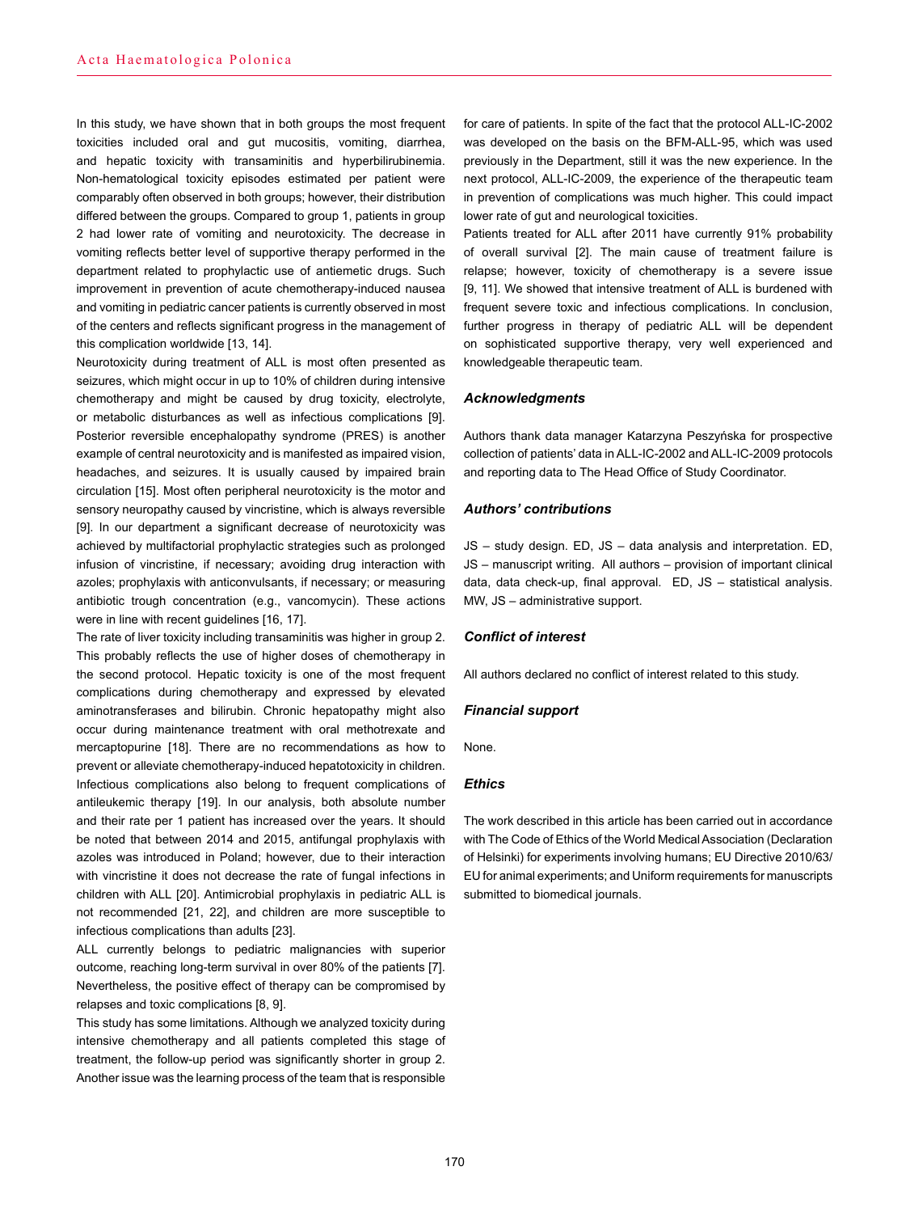In this study, we have shown that in both groups the most frequent toxicities included oral and gut mucositis, vomiting, diarrhea, and hepatic toxicity with transaminitis and hyperbilirubinemia. Non-hematological toxicity episodes estimated per patient were comparably often observed in both groups; however, their distribution differed between the groups. Compared to group 1, patients in group 2 had lower rate of vomiting and neurotoxicity. The decrease in vomiting reflects better level of supportive therapy performed in the department related to prophylactic use of antiemetic drugs. Such improvement in prevention of acute chemotherapy-induced nausea and vomiting in pediatric cancer patients is currently observed in most of the centers and reflects significant progress in the management of this complication worldwide [13, 14].

Neurotoxicity during treatment of ALL is most often presented as seizures, which might occur in up to 10% of children during intensive chemotherapy and might be caused by drug toxicity, electrolyte, or metabolic disturbances as well as infectious complications [9]. Posterior reversible encephalopathy syndrome (PRES) is another example of central neurotoxicity and is manifested as impaired vision, headaches, and seizures. It is usually caused by impaired brain circulation [15]. Most often peripheral neurotoxicity is the motor and sensory neuropathy caused by vincristine, which is always reversible [9]. In our department a significant decrease of neurotoxicity was achieved by multifactorial prophylactic strategies such as prolonged infusion of vincristine, if necessary; avoiding drug interaction with azoles; prophylaxis with anticonvulsants, if necessary; or measuring antibiotic trough concentration (e.g., vancomycin). These actions were in line with recent guidelines [16, 17].

The rate of liver toxicity including transaminitis was higher in group 2. This probably reflects the use of higher doses of chemotherapy in the second protocol. Hepatic toxicity is one of the most frequent complications during chemotherapy and expressed by elevated aminotransferases and bilirubin. Chronic hepatopathy might also occur during maintenance treatment with oral methotrexate and mercaptopurine [18]. There are no recommendations as how to prevent or alleviate chemotherapy-induced hepatotoxicity in children. Infectious complications also belong to frequent complications of antileukemic therapy [19]. In our analysis, both absolute number and their rate per 1 patient has increased over the years. It should be noted that between 2014 and 2015, antifungal prophylaxis with azoles was introduced in Poland; however, due to their interaction with vincristine it does not decrease the rate of fungal infections in children with ALL [20]. Antimicrobial prophylaxis in pediatric ALL is not recommended [21, 22], and children are more susceptible to infectious complications than adults [23].

ALL currently belongs to pediatric malignancies with superior outcome, reaching long-term survival in over 80% of the patients [7]. Nevertheless, the positive effect of therapy can be compromised by relapses and toxic complications [8, 9].

This study has some limitations. Although we analyzed toxicity during intensive chemotherapy and all patients completed this stage of treatment, the follow-up period was significantly shorter in group 2. Another issue was the learning process of the team that is responsible for care of patients. In spite of the fact that the protocol ALL-IC-2002 was developed on the basis on the BFM-ALL-95, which was used previously in the Department, still it was the new experience. In the next protocol, ALL-IC-2009, the experience of the therapeutic team in prevention of complications was much higher. This could impact lower rate of gut and neurological toxicities.

Patients treated for ALL after 2011 have currently 91% probability of overall survival [2]. The main cause of treatment failure is relapse; however, toxicity of chemotherapy is a severe issue [9, 11]. We showed that intensive treatment of ALL is burdened with frequent severe toxic and infectious complications. In conclusion, further progress in therapy of pediatric ALL will be dependent on sophisticated supportive therapy, very well experienced and knowledgeable therapeutic team.

### *Acknowledgments*

Authors thank data manager Katarzyna Peszyńska for prospective collection of patients' data in ALL-IC-2002 and ALL-IC-2009 protocols and reporting data to The Head Office of Study Coordinator.

### *Authors' contributions*

JS – study design. ED, JS – data analysis and interpretation. ED, JS – manuscript writing. All authors – provision of important clinical data, data check-up, final approval. ED, JS – statistical analysis. MW, JS – administrative support.

### *Conflict of interest*

All authors declared no conflict of interest related to this study.

### *Financial support*

None.

### *Ethics*

The work described in this article has been carried out in accordance with The Code of Ethics of the World Medical Association (Declaration of Helsinki) for experiments involving humans; EU Directive 2010/63/EU for animal experiments; and Uniform requirements for manuscripts submitted to biomedical journals.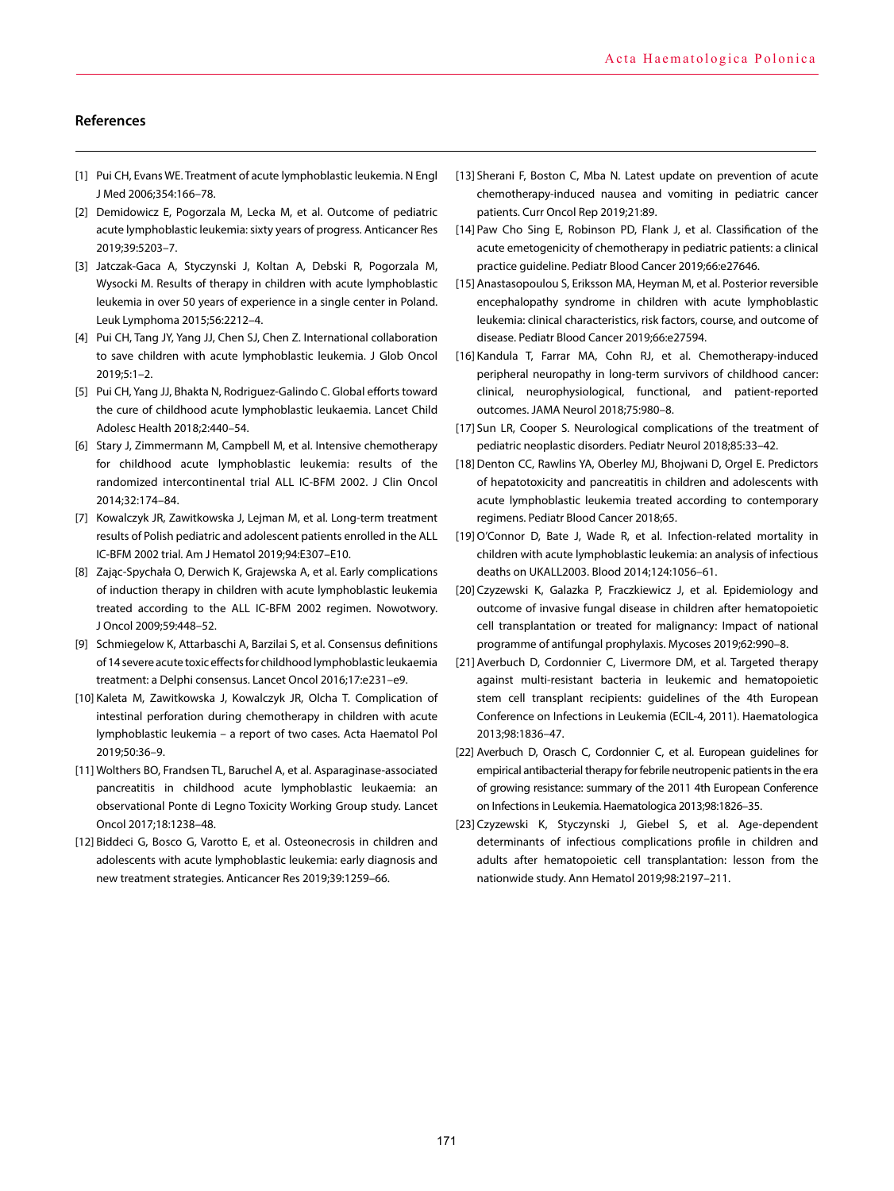## References

[1] Pui CH, Evans WE. Treatment of acute lymphoblastic leukemia. N Engl J Med 2006;354:166–78.

[2] Demidowicz E, Pogorzala M, Lecka M, et al. Outcome of pediatric acute lymphoblastic leukemia: sixty years of progress. Anticancer Res 2019;39:5203–7.

[3] Jatczak-Gaca A, Styczynski J, Koltan A, Debski R, Pogorzala M, Wysocki M. Results of therapy in children with acute lymphoblastic leukemia in over 50 years of experience in a single center in Poland. Leuk Lymphoma 2015;56:2212–4.

[4] Pui CH, Tang JY, Yang JJ, Chen SJ, Chen Z. International collaboration to save children with acute lymphoblastic leukemia. J Glob Oncol 2019;5:1–2.

[5] Pui CH, Yang JJ, Bhakta N, Rodriguez-Galindo C. Global efforts toward the cure of childhood acute lymphoblastic leukaemia. Lancet Child Adolesc Health 2018;2:440–54.

[6] Stary J, Zimmermann M, Campbell M, et al. Intensive chemotherapy for childhood acute lymphoblastic leukemia: results of the randomized intercontinental trial ALL IC-BFM 2002. J Clin Oncol 2014;32:174–84.

[7] Kowalczyk JR, Zawitkowska J, Lejman M, et al. Long-term treatment results of Polish pediatric and adolescent patients enrolled in the ALL IC-BFM 2002 trial. Am J Hematol 2019;94:E307–E10.

[8] Zając-Spychała O, Derwich K, Grajewska A, et al. Early complications of induction therapy in children with acute lymphoblastic leukemia treated according to the ALL IC-BFM 2002 regimen. Nowotwory. J Oncol 2009;59:448–52.

[9] Schmiegelow K, Attarbaschi A, Barzilai S, et al. Consensus definitions of 14 severe acute toxic effects for childhood lymphoblastic leukaemia treatment: a Delphi consensus. Lancet Oncol 2016;17:e231–e9.

[10] Kaleta M, Zawitkowska J, Kowalczyk JR, Olcha T. Complication of intestinal perforation during chemotherapy in children with acute lymphoblastic leukemia – a report of two cases. Acta Haematol Pol 2019;50:36–9.

[11] Wolthers BO, Frandsen TL, Baruchel A, et al. Asparaginase-associated pancreatitis in childhood acute lymphoblastic leukaemia: an observational Ponte di Legno Toxicity Working Group study. Lancet Oncol 2017;18:1238–48.

[12] Biddeci G, Bosco G, Varotto E, et al. Osteonecrosis in children and adolescents with acute lymphoblastic leukemia: early diagnosis and new treatment strategies. Anticancer Res 2019;39:1259–66.

[13] Sherani F, Boston C, Mba N. Latest update on prevention of acute chemotherapy-induced nausea and vomiting in pediatric cancer patients. Curr Oncol Rep 2019;21:89.

[14] Paw Cho Sing E, Robinson PD, Flank J, et al. Classification of the acute emetogenicity of chemotherapy in pediatric patients: a clinical practice guideline. Pediatr Blood Cancer 2019;66:e27646.

[15] Anastasopoulou S, Eriksson MA, Heyman M, et al. Posterior reversible encephalopathy syndrome in children with acute lymphoblastic leukemia: clinical characteristics, risk factors, course, and outcome of disease. Pediatr Blood Cancer 2019;66:e27594.

[16] Kandula T, Farrar MA, Cohn RJ, et al. Chemotherapy-induced peripheral neuropathy in long-term survivors of childhood cancer: clinical, neurophysiological, functional, and patient-reported outcomes. JAMA Neurol 2018;75:980–8.

[17] Sun LR, Cooper S. Neurological complications of the treatment of pediatric neoplastic disorders. Pediatr Neurol 2018;85:33–42.

[18] Denton CC, Rawlins YA, Oberley MJ, Bhojwani D, Orgel E. Predictors of hepatotoxicity and pancreatitis in children and adolescents with acute lymphoblastic leukemia treated according to contemporary regimens. Pediatr Blood Cancer 2018;65.

[19] O'Connor D, Bate J, Wade R, et al. Infection-related mortality in children with acute lymphoblastic leukemia: an analysis of infectious deaths on UKALL2003. Blood 2014;124:1056–61.

[20] Czyzewski K, Galazka P, Fraczkiewicz J, et al. Epidemiology and outcome of invasive fungal disease in children after hematopoietic cell transplantation or treated for malignancy: Impact of national programme of antifungal prophylaxis. Mycoses 2019;62:990–8.

[21] Averbuch D, Cordonnier C, Livermore DM, et al. Targeted therapy against multi-resistant bacteria in leukemic and hematopoietic stem cell transplant recipients: guidelines of the 4th European Conference on Infections in Leukemia (ECIL-4, 2011). Haematologica 2013;98:1836–47.

[22] Averbuch D, Orasch C, Cordonnier C, et al. European guidelines for empirical antibacterial therapy for febrile neutropenic patients in the era of growing resistance: summary of the 2011 4th European Conference on Infections in Leukemia. Haematologica 2013;98:1826–35.

[23] Czyzewski K, Styczynski J, Giebel S, et al. Age-dependent determinants of infectious complications profile in children and adults after hematopoietic cell transplantation: lesson from the nationwide study. Ann Hematol 2019;98:2197–211.